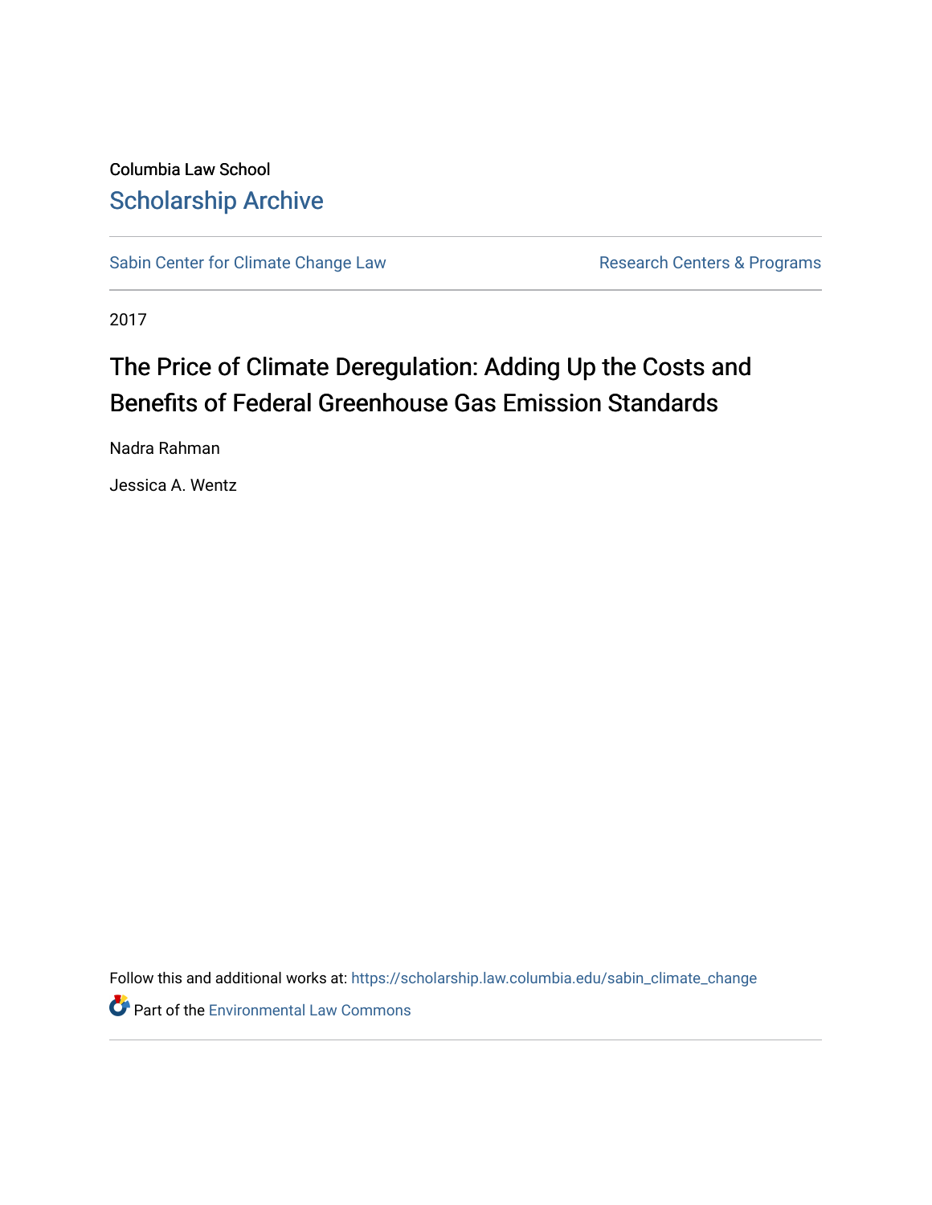Columbia Law School

## Scholarship Archive

Sabin Center for Climate Change Law | Research Centers & Programs

2017

# The Price of Climate Deregulation: Adding Up the Costs and Benefits of Federal Greenhouse Gas Emission Standards

Nadra Rahman

Jessica A. Wentz

Follow this and additional works at: https://scholarship.law.columbia.edu/sabin_climate_change

Part of the Environmental Law Commons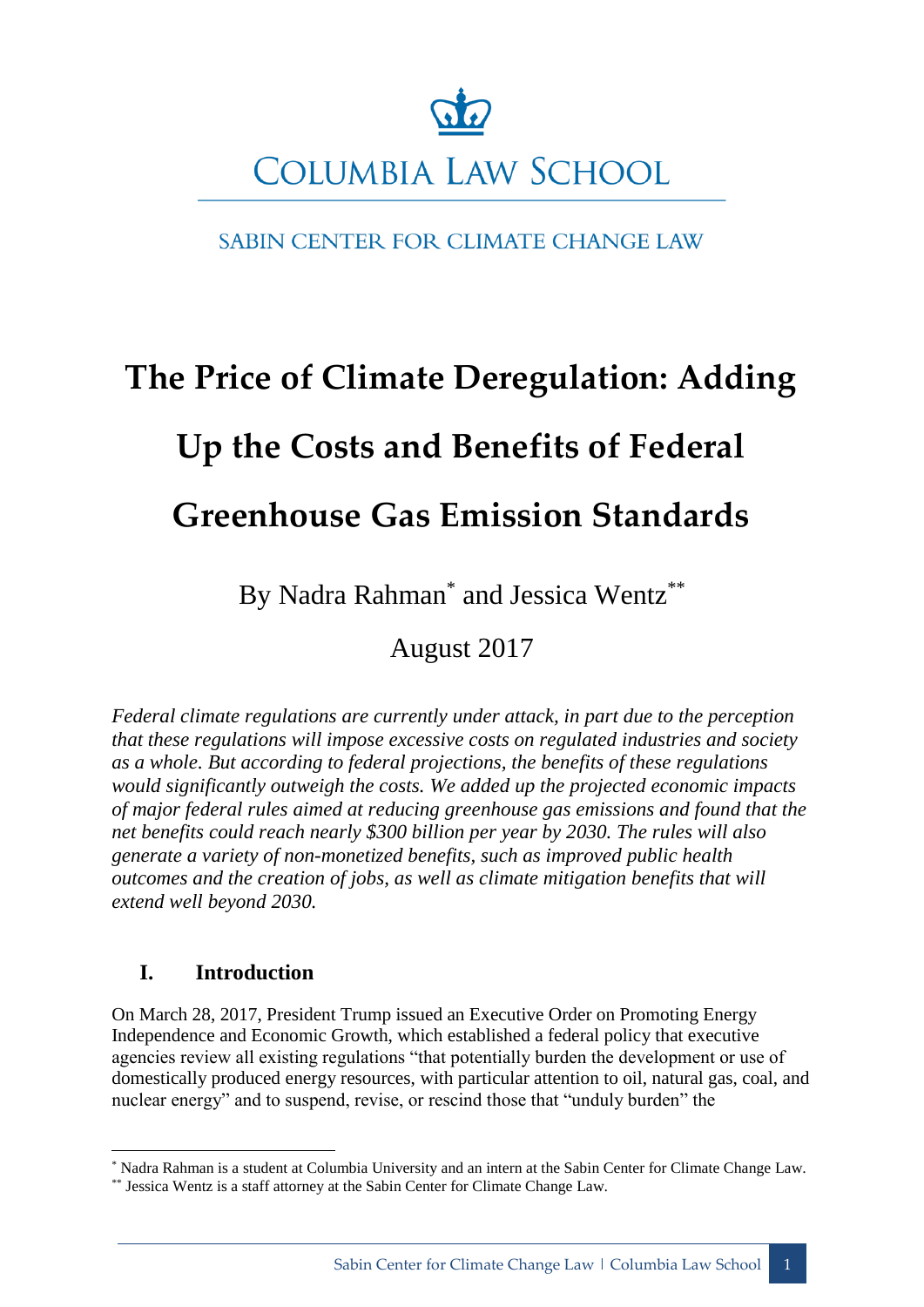# The Price of Climate Deregulation: Adding Up the Costs and Benefits of Federal Greenhouse Gas Emission Standards

By Nadra Rahman[*] and Jessica Wentz[**]

August 2017

*Federal climate regulations are currently under attack, in part due to the perception that these regulations will impose excessive costs on regulated industries and society as a whole. But according to federal projections, the benefits of these regulations would significantly outweigh the costs. We added up the projected economic impacts of major federal rules aimed at reducing greenhouse gas emissions and found that the net benefits could reach nearly $300 billion per year by 2030. The rules will also generate a variety of non-monetized benefits, such as improved public health outcomes and the creation of jobs, as well as climate mitigation benefits that will extend well beyond 2030.*

## I. Introduction

On March 28, 2017, President Trump issued an Executive Order on Promoting Energy Independence and Economic Growth, which established a federal policy that executive agencies review all existing regulations "that potentially burden the development or use of domestically produced energy resources, with particular attention to oil, natural gas, coal, and nuclear energy" and to suspend, revise, or rescind those that "unduly burden" the

---

[*] Nadra Rahman is a student at Columbia University and an intern at the Sabin Center for Climate Change Law.

[**] Jessica Wentz is a staff attorney at the Sabin Center for Climate Change Law.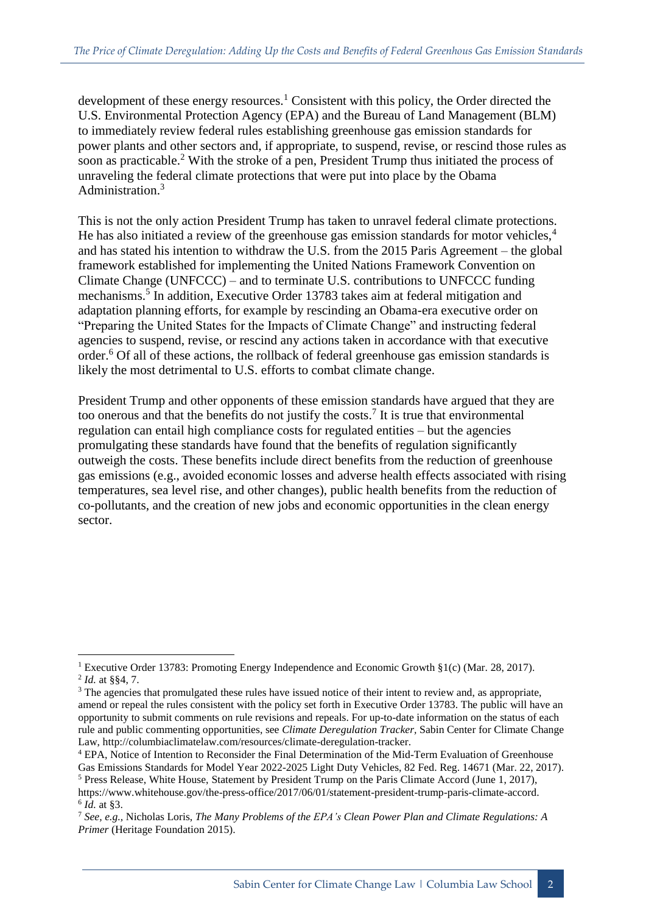development of these energy resources.[1] Consistent with this policy, the Order directed the U.S. Environmental Protection Agency (EPA) and the Bureau of Land Management (BLM) to immediately review federal rules establishing greenhouse gas emission standards for power plants and other sectors and, if appropriate, to suspend, revise, or rescind those rules as soon as practicable.[2] With the stroke of a pen, President Trump thus initiated the process of unraveling the federal climate protections that were put into place by the Obama Administration.[3]

This is not the only action President Trump has taken to unravel federal climate protections. He has also initiated a review of the greenhouse gas emission standards for motor vehicles,[4] and has stated his intention to withdraw the U.S. from the 2015 Paris Agreement – the global framework established for implementing the United Nations Framework Convention on Climate Change (UNFCCC) – and to terminate U.S. contributions to UNFCCC funding mechanisms.[5] In addition, Executive Order 13783 takes aim at federal mitigation and adaptation planning efforts, for example by rescinding an Obama-era executive order on "Preparing the United States for the Impacts of Climate Change" and instructing federal agencies to suspend, revise, or rescind any actions taken in accordance with that executive order.[6] Of all of these actions, the rollback of federal greenhouse gas emission standards is likely the most detrimental to U.S. efforts to combat climate change.

President Trump and other opponents of these emission standards have argued that they are too onerous and that the benefits do not justify the costs.[7] It is true that environmental regulation can entail high compliance costs for regulated entities – but the agencies promulgating these standards have found that the benefits of regulation significantly outweigh the costs. These benefits include direct benefits from the reduction of greenhouse gas emissions (e.g., avoided economic losses and adverse health effects associated with rising temperatures, sea level rise, and other changes), public health benefits from the reduction of co-pollutants, and the creation of new jobs and economic opportunities in the clean energy sector.

---

[1] Executive Order 13783: Promoting Energy Independence and Economic Growth §1(c) (Mar. 28, 2017).

[2] *Id.* at §§4, 7.

[3] The agencies that promulgated these rules have issued notice of their intent to review and, as appropriate, amend or repeal the rules consistent with the policy set forth in Executive Order 13783. The public will have an opportunity to submit comments on rule revisions and repeals. For up-to-date information on the status of each rule and public commenting opportunities, see *Climate Deregulation Tracker*, Sabin Center for Climate Change Law, http://columbiaclimatelaw.com/resources/climate-deregulation-tracker.

[4] EPA, Notice of Intention to Reconsider the Final Determination of the Mid-Term Evaluation of Greenhouse Gas Emissions Standards for Model Year 2022-2025 Light Duty Vehicles, 82 Fed. Reg. 14671 (Mar. 22, 2017).

[5] Press Release, White House, Statement by President Trump on the Paris Climate Accord (June 1, 2017), https://www.whitehouse.gov/the-press-office/2017/06/01/statement-president-trump-paris-climate-accord.

[6] *Id.* at §3.

[7] *See, e.g.*, Nicholas Loris, *The Many Problems of the EPA's Clean Power Plan and Climate Regulations: A Primer* (Heritage Foundation 2015).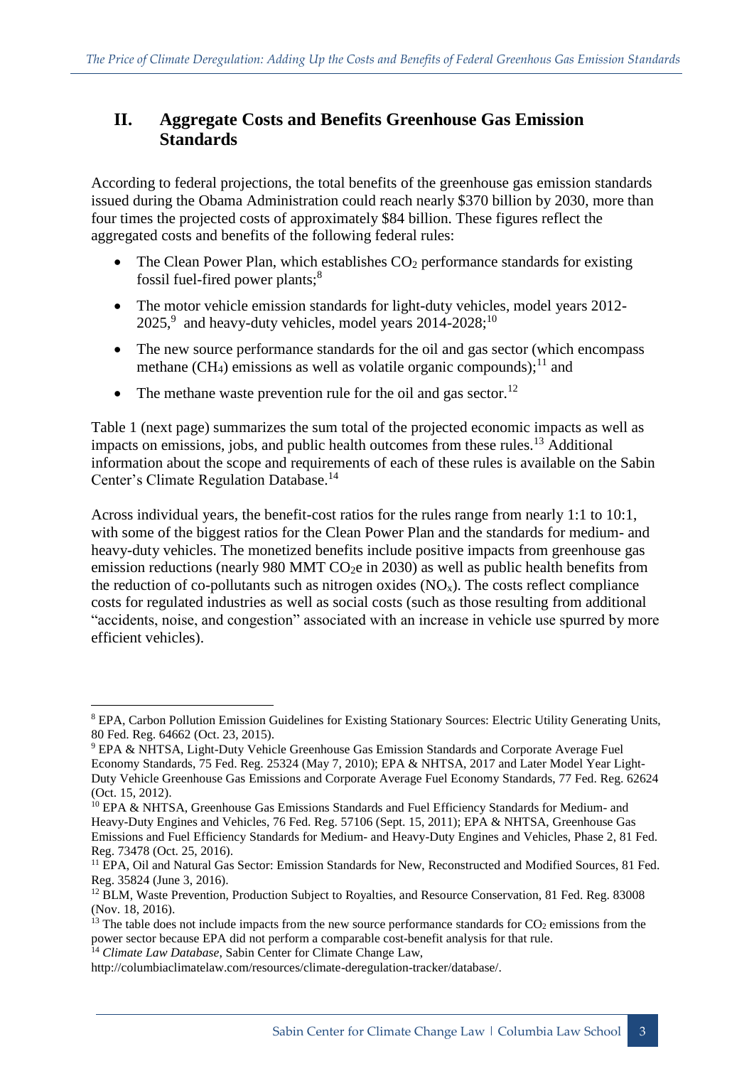## II. Aggregate Costs and Benefits Greenhouse Gas Emission Standards

According to federal projections, the total benefits of the greenhouse gas emission standards issued during the Obama Administration could reach nearly $370 billion by 2030, more than four times the projected costs of approximately $84 billion. These figures reflect the aggregated costs and benefits of the following federal rules:

- The Clean Power Plan, which establishes $CO_2$ performance standards for existing fossil fuel-fired power plants;[8]
- The motor vehicle emission standards for light-duty vehicles, model years 2012-2025,[9] and heavy-duty vehicles, model years 2014-2028;[10]
- The new source performance standards for the oil and gas sector (which encompass methane ($CH_4$) emissions as well as volatile organic compounds);[11] and
- The methane waste prevention rule for the oil and gas sector.[12]

Table 1 (next page) summarizes the sum total of the projected economic impacts as well as impacts on emissions, jobs, and public health outcomes from these rules.[13] Additional information about the scope and requirements of each of these rules is available on the Sabin Center's Climate Regulation Database.[14]

Across individual years, the benefit-cost ratios for the rules range from nearly 1:1 to 10:1, with some of the biggest ratios for the Clean Power Plan and the standards for medium- and heavy-duty vehicles. The monetized benefits include positive impacts from greenhouse gas emission reductions (nearly 980 MMT $CO_2e$ in 2030) as well as public health benefits from the reduction of co-pollutants such as nitrogen oxides ($NO_x$). The costs reflect compliance costs for regulated industries as well as social costs (such as those resulting from additional "accidents, noise, and congestion" associated with an increase in vehicle use spurred by more efficient vehicles).

---

[8] EPA, Carbon Pollution Emission Guidelines for Existing Stationary Sources: Electric Utility Generating Units, 80 Fed. Reg. 64662 (Oct. 23, 2015).

[9] EPA & NHTSA, Light-Duty Vehicle Greenhouse Gas Emission Standards and Corporate Average Fuel Economy Standards, 75 Fed. Reg. 25324 (May 7, 2010); EPA & NHTSA, 2017 and Later Model Year Light-Duty Vehicle Greenhouse Gas Emissions and Corporate Average Fuel Economy Standards, 77 Fed. Reg. 62624 (Oct. 15, 2012).

[10] EPA & NHTSA, Greenhouse Gas Emissions Standards and Fuel Efficiency Standards for Medium- and Heavy-Duty Engines and Vehicles, 76 Fed. Reg. 57106 (Sept. 15, 2011); EPA & NHTSA, Greenhouse Gas Emissions and Fuel Efficiency Standards for Medium- and Heavy-Duty Engines and Vehicles, Phase 2, 81 Fed. Reg. 73478 (Oct. 25, 2016).

[11] EPA, Oil and Natural Gas Sector: Emission Standards for New, Reconstructed and Modified Sources, 81 Fed. Reg. 35824 (June 3, 2016).

[12] BLM, Waste Prevention, Production Subject to Royalties, and Resource Conservation, 81 Fed. Reg. 83008 (Nov. 18, 2016).

[13] The table does not include impacts from the new source performance standards for $CO_2$ emissions from the power sector because EPA did not perform a comparable cost-benefit analysis for that rule.

[14] *Climate Law Database*, Sabin Center for Climate Change Law, http://columbiaclimatelaw.com/resources/climate-deregulation-tracker/database/.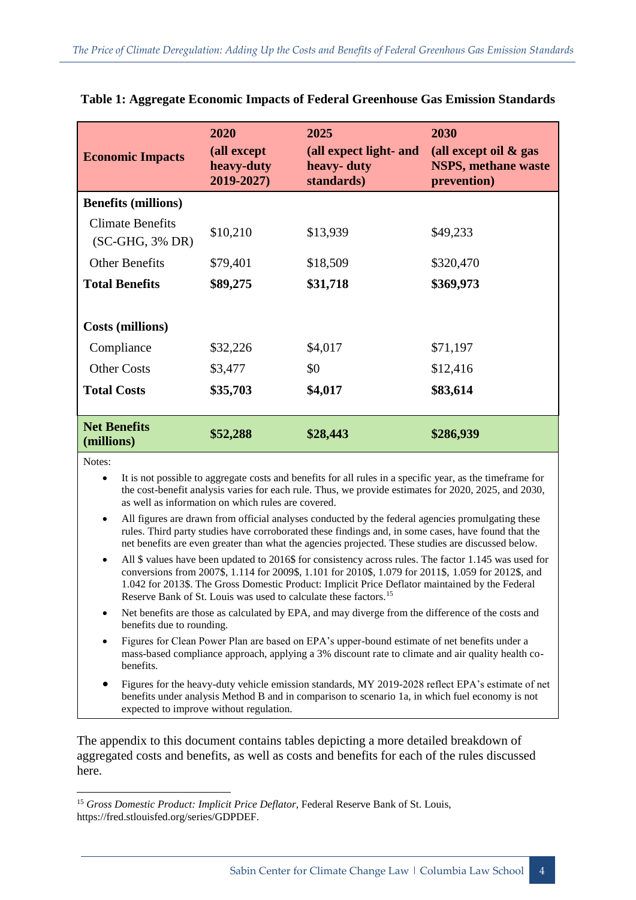**Table 1: Aggregate Economic Impacts of Federal Greenhouse Gas Emission Standards**

| Economic Impacts | 2020 (all except heavy-duty 2019-2027) | 2025 (all expect light- and heavy- duty standards) | 2030 (all except oil & gas NSPS, methane waste prevention) |
|---|---|---|---|
| **Benefits (millions)** | | | |
| Climate Benefits (SC-GHG, 3% DR) | $10,210 | $13,939 | $49,233 |
| Other Benefits | $79,401 | $18,509 | $320,470 |
| **Total Benefits** | **$89,275** | **$31,718** | **$369,973** |
| **Costs (millions)** | | | |
| Compliance | $32,226 | $4,017 | $71,197 |
| Other Costs | $3,477 | $0 | $12,416 |
| **Total Costs** | **$35,703** | **$4,017** | **$83,614** |
| **Net Benefits (millions)** | **$52,288** | **$28,443** | **$286,939** |

Notes:

- It is not possible to aggregate costs and benefits for all rules in a specific year, as the timeframe for the cost-benefit analysis varies for each rule. Thus, we provide estimates for 2020, 2025, and 2030, as well as information on which rules are covered.
- All figures are drawn from official analyses conducted by the federal agencies promulgating these rules. Third party studies have corroborated these findings and, in some cases, have found that the net benefits are even greater than what the agencies projected. These studies are discussed below.
- All $ values have been updated to 2016$ for consistency across rules. The factor 1.145 was used for conversions from 2007$, 1.114 for 2009$, 1.101 for 2010$, 1.079 for 2011$, 1.059 for 2012$, and 1.042 for 2013$. The Gross Domestic Product: Implicit Price Deflator maintained by the Federal Reserve Bank of St. Louis was used to calculate these factors.[15]
- Net benefits are those as calculated by EPA, and may diverge from the difference of the costs and benefits due to rounding.
- Figures for Clean Power Plan are based on EPA's upper-bound estimate of net benefits under a mass-based compliance approach, applying a 3% discount rate to climate and air quality health co-benefits.
- Figures for the heavy-duty vehicle emission standards, MY 2019-2028 reflect EPA's estimate of net benefits under analysis Method B and in comparison to scenario 1a, in which fuel economy is not expected to improve without regulation.

The appendix to this document contains tables depicting a more detailed breakdown of aggregated costs and benefits, as well as costs and benefits for each of the rules discussed here.

---

[15] *Gross Domestic Product: Implicit Price Deflator*, Federal Reserve Bank of St. Louis, https://fred.stlouisfed.org/series/GDPDEF.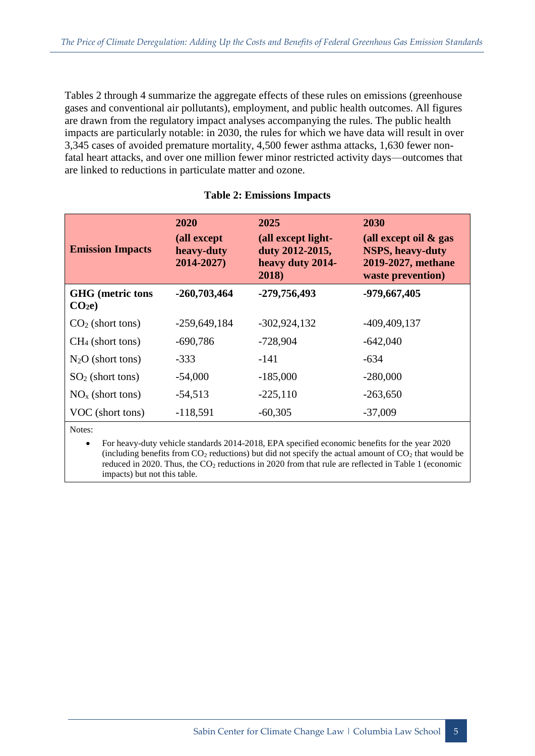Tables 2 through 4 summarize the aggregate effects of these rules on emissions (greenhouse gases and conventional air pollutants), employment, and public health outcomes. All figures are drawn from the regulatory impact analyses accompanying the rules. The public health impacts are particularly notable: in 2030, the rules for which we have data will result in over 3,345 cases of avoided premature mortality, 4,500 fewer asthma attacks, 1,630 fewer non-fatal heart attacks, and over one million fewer minor restricted activity days—outcomes that are linked to reductions in particulate matter and ozone.

**Table 2: Emissions Impacts**

| **Emission Impacts** | **2020 (all except heavy-duty 2014-2027)** | **2025 (all except light-duty 2012-2015, heavy duty 2014-2018)** | **2030 (all except oil & gas NSPS, heavy-duty 2019-2027, methane waste prevention)** |
|---|---|---|---|
| **GHG (metric tons $CO_2e$)** | **-260,703,464** | **-279,756,493** | **-979,667,405** |
| $CO_2$ (short tons) | -259,649,184 | -302,924,132 | -409,409,137 |
| $CH_4$ (short tons) | -690,786 | -728,904 | -642,040 |
| $N_2O$ (short tons) | -333 | -141 | -634 |
| $SO_2$ (short tons) | -54,000 | -185,000 | -280,000 |
| $NO_x$ (short tons) | -54,513 | -225,110 | -263,650 |
| VOC (short tons) | -118,591 | -60,305 | -37,009 |

Notes:

- For heavy-duty vehicle standards 2014-2018, EPA specified economic benefits for the year 2020 (including benefits from $CO_2$ reductions) but did not specify the actual amount of $CO_2$ that would be reduced in 2020. Thus, the $CO_2$ reductions in 2020 from that rule are reflected in Table 1 (economic impacts) but not this table.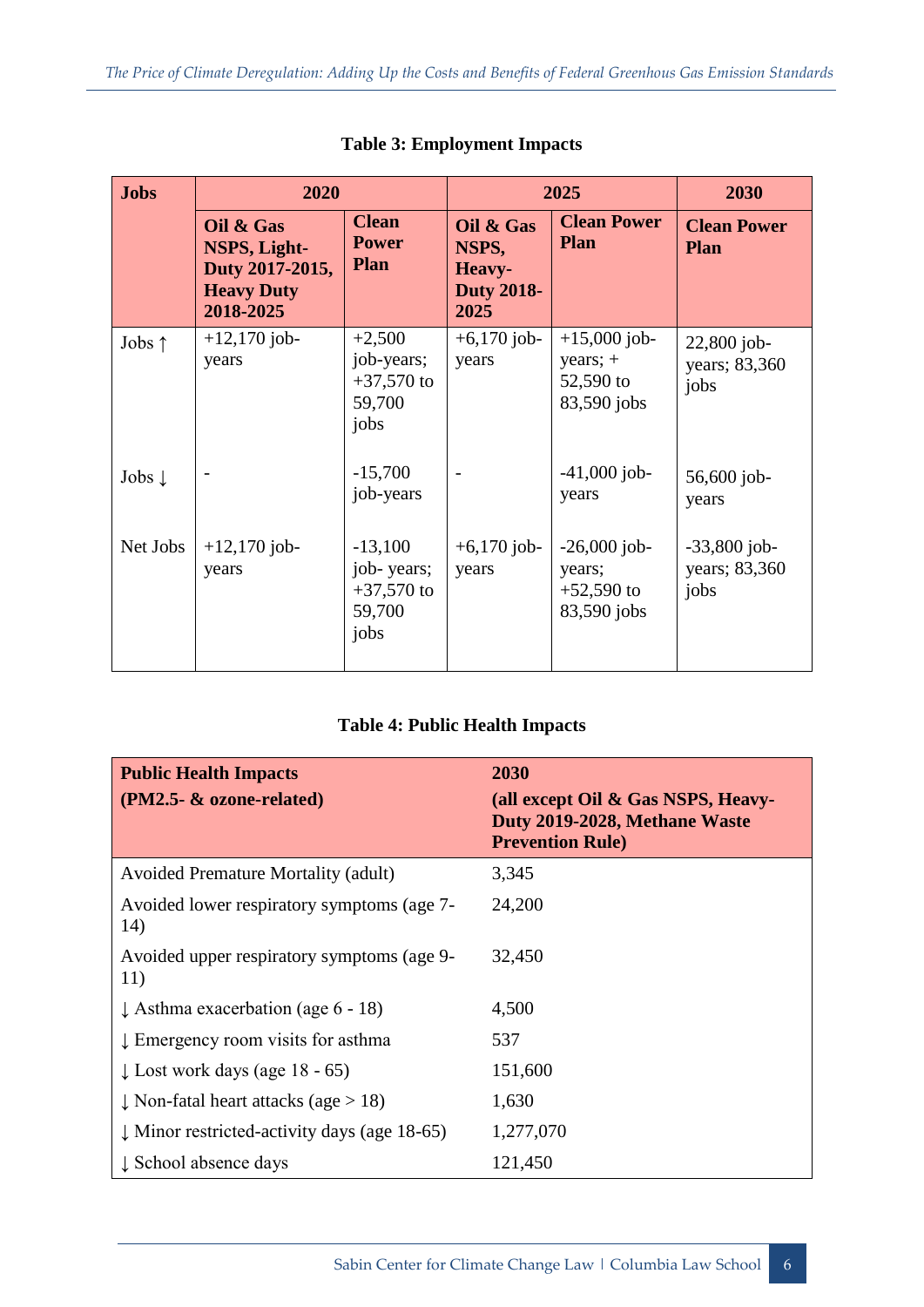**Table 3: Employment Impacts**

| Jobs | 2020 | | 2025 | | 2030 |
|---|---|---|---|---|---|
| | **Oil & Gas NSPS, Light-Duty 2017-2015, Heavy Duty 2018-2025** | **Clean Power Plan** | **Oil & Gas NSPS, Heavy-Duty 2018-2025** | **Clean Power Plan** | **Clean Power Plan** |
| Jobs ↑ | +12,170 job-years | +2,500 job-years; +37,570 to 59,700 jobs | +6,170 job-years | +15,000 job-years; + 52,590 to 83,590 jobs | 22,800 job-years; 83,360 jobs |
| Jobs ↓ | - | -15,700 job-years | - | -41,000 job-years | 56,600 job-years |
| Net Jobs | +12,170 job-years | -13,100 job- years; +37,570 to 59,700 jobs | +6,170 job-years | -26,000 job-years; +52,590 to 83,590 jobs | -33,800 job-years; 83,360 jobs |

**Table 4: Public Health Impacts**

| **Public Health Impacts (PM2.5- & ozone-related)** | **2030 (all except Oil & Gas NSPS, Heavy-Duty 2019-2028, Methane Waste Prevention Rule)** |
|---|---|
| Avoided Premature Mortality (adult) | 3,345 |
| Avoided lower respiratory symptoms (age 7-14) | 24,200 |
| Avoided upper respiratory symptoms (age 9-11) | 32,450 |
| ↓ Asthma exacerbation (age 6 - 18) | 4,500 |
| ↓ Emergency room visits for asthma | 537 |
| ↓ Lost work days (age 18 - 65) | 151,600 |
| ↓ Non-fatal heart attacks (age > 18) | 1,630 |
| ↓ Minor restricted-activity days (age 18-65) | 1,277,070 |
| ↓ School absence days | 121,450 |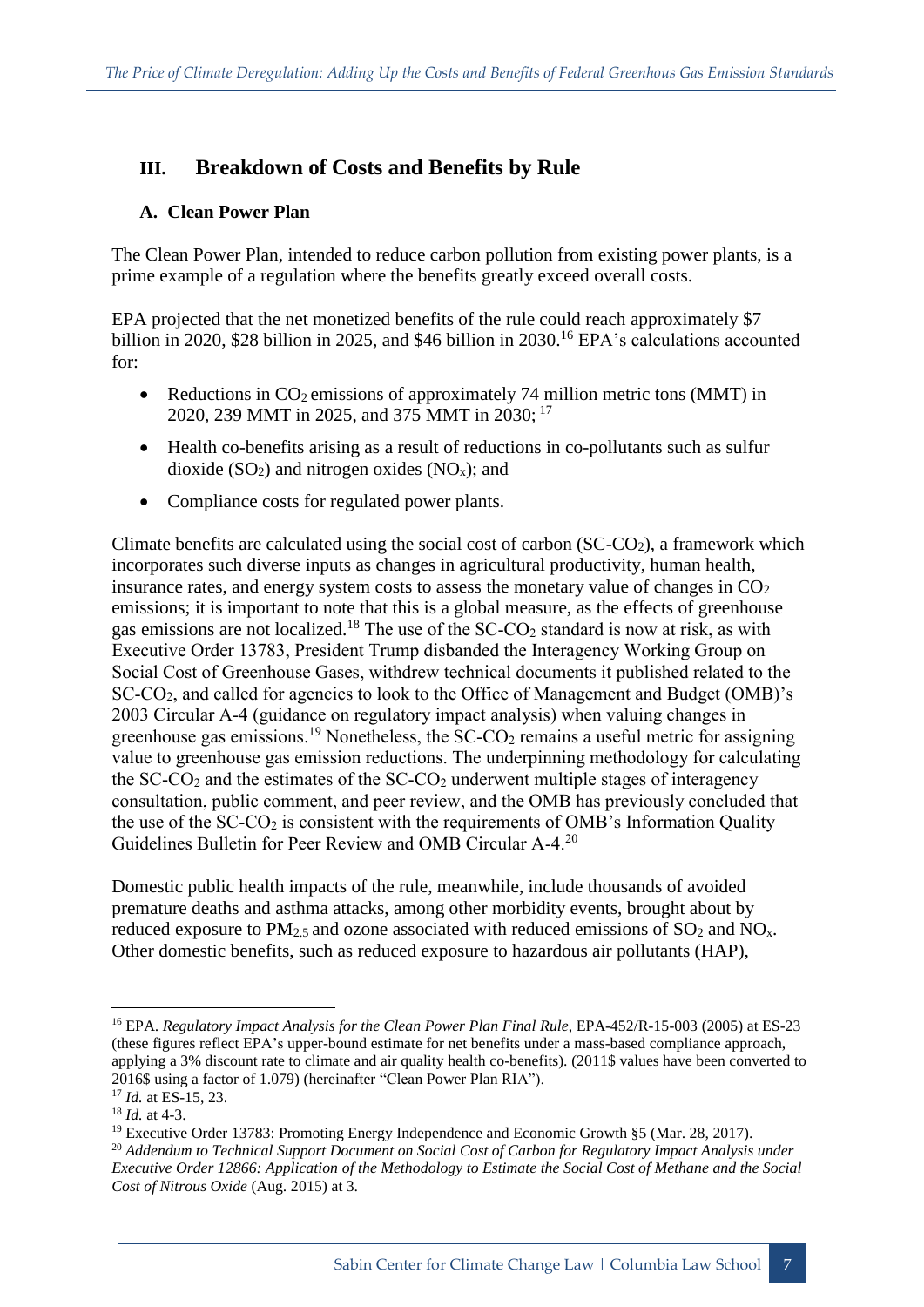## III. Breakdown of Costs and Benefits by Rule

### A. Clean Power Plan

The Clean Power Plan, intended to reduce carbon pollution from existing power plants, is a prime example of a regulation where the benefits greatly exceed overall costs.

EPA projected that the net monetized benefits of the rule could reach approximately $7 billion in 2020, $28 billion in 2025, and $46 billion in 2030.[16] EPA's calculations accounted for:

- Reductions in $CO_2$ emissions of approximately 74 million metric tons (MMT) in 2020, 239 MMT in 2025, and 375 MMT in 2030; [17]
- Health co-benefits arising as a result of reductions in co-pollutants such as sulfur dioxide ($SO_2$) and nitrogen oxides ($NO_x$); and
- Compliance costs for regulated power plants.

Climate benefits are calculated using the social cost of carbon (SC-$CO_2$), a framework which incorporates such diverse inputs as changes in agricultural productivity, human health, insurance rates, and energy system costs to assess the monetary value of changes in $CO_2$ emissions; it is important to note that this is a global measure, as the effects of greenhouse gas emissions are not localized.[18] The use of the SC-$CO_2$ standard is now at risk, as with Executive Order 13783, President Trump disbanded the Interagency Working Group on Social Cost of Greenhouse Gases, withdrew technical documents it published related to the SC-$CO_2$, and called for agencies to look to the Office of Management and Budget (OMB)'s 2003 Circular A-4 (guidance on regulatory impact analysis) when valuing changes in greenhouse gas emissions.[19] Nonetheless, the SC-$CO_2$ remains a useful metric for assigning value to greenhouse gas emission reductions. The underpinning methodology for calculating the SC-$CO_2$ and the estimates of the SC-$CO_2$ underwent multiple stages of interagency consultation, public comment, and peer review, and the OMB has previously concluded that the use of the SC-$CO_2$ is consistent with the requirements of OMB's Information Quality Guidelines Bulletin for Peer Review and OMB Circular A-4.[20]

Domestic public health impacts of the rule, meanwhile, include thousands of avoided premature deaths and asthma attacks, among other morbidity events, brought about by reduced exposure to $PM_{2.5}$ and ozone associated with reduced emissions of $SO_2$ and $NO_x$. Other domestic benefits, such as reduced exposure to hazardous air pollutants (HAP),

---

[16] EPA. *Regulatory Impact Analysis for the Clean Power Plan Final Rule*, EPA-452/R-15-003 (2005) at ES-23 (these figures reflect EPA's upper-bound estimate for net benefits under a mass-based compliance approach, applying a 3% discount rate to climate and air quality health co-benefits). (2011$ values have been converted to 2016$ using a factor of 1.079) (hereinafter "Clean Power Plan RIA").

[17] *Id.* at ES-15, 23.

[18] *Id.* at 4-3.

[19] Executive Order 13783: Promoting Energy Independence and Economic Growth §5 (Mar. 28, 2017).

[20] *Addendum to Technical Support Document on Social Cost of Carbon for Regulatory Impact Analysis under Executive Order 12866: Application of the Methodology to Estimate the Social Cost of Methane and the Social Cost of Nitrous Oxide* (Aug. 2015) at 3.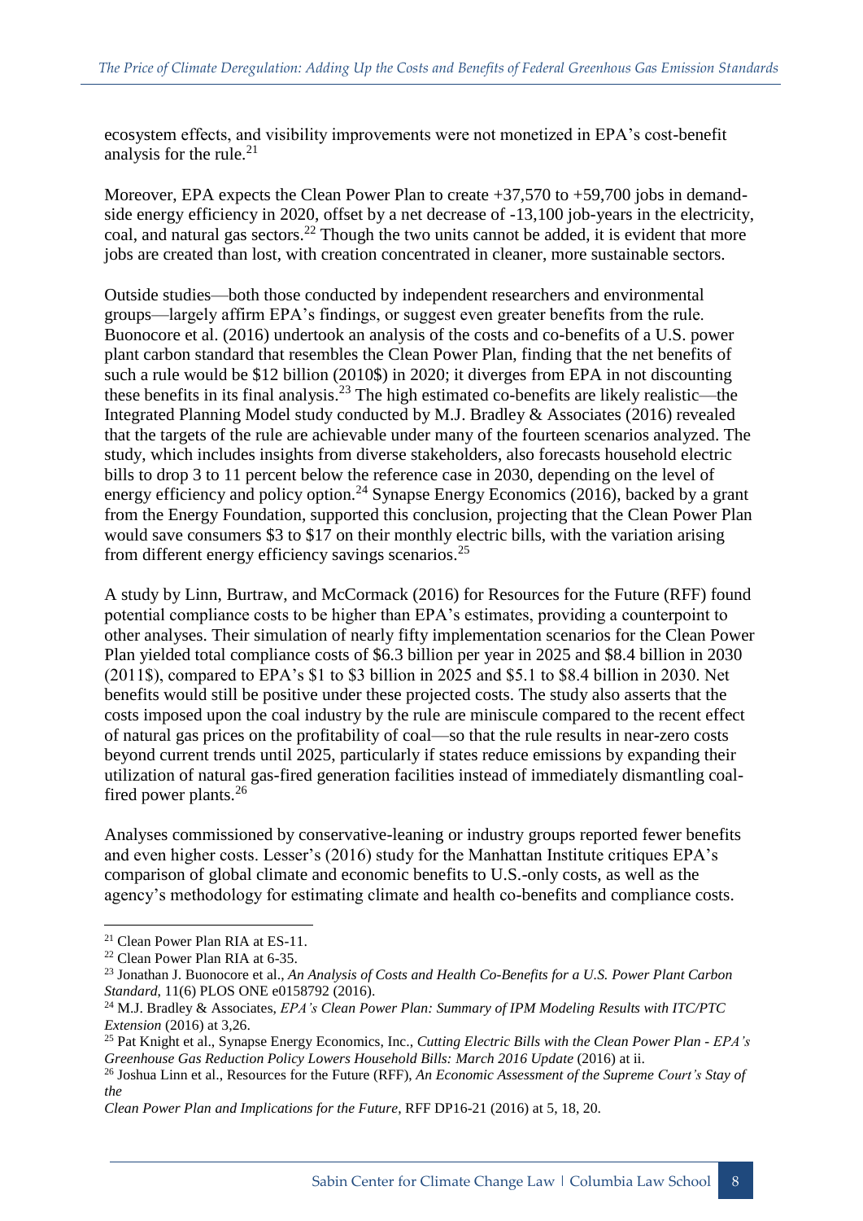ecosystem effects, and visibility improvements were not monetized in EPA's cost-benefit analysis for the rule.[21]

Moreover, EPA expects the Clean Power Plan to create +37,570 to +59,700 jobs in demand-side energy efficiency in 2020, offset by a net decrease of -13,100 job-years in the electricity, coal, and natural gas sectors.[22] Though the two units cannot be added, it is evident that more jobs are created than lost, with creation concentrated in cleaner, more sustainable sectors.

Outside studies—both those conducted by independent researchers and environmental groups—largely affirm EPA's findings, or suggest even greater benefits from the rule. Buonocore et al. (2016) undertook an analysis of the costs and co-benefits of a U.S. power plant carbon standard that resembles the Clean Power Plan, finding that the net benefits of such a rule would be $12 billion (2010$) in 2020; it diverges from EPA in not discounting these benefits in its final analysis.[23] The high estimated co-benefits are likely realistic—the Integrated Planning Model study conducted by M.J. Bradley & Associates (2016) revealed that the targets of the rule are achievable under many of the fourteen scenarios analyzed. The study, which includes insights from diverse stakeholders, also forecasts household electric bills to drop 3 to 11 percent below the reference case in 2030, depending on the level of energy efficiency and policy option.[24] Synapse Energy Economics (2016), backed by a grant from the Energy Foundation, supported this conclusion, projecting that the Clean Power Plan would save consumers $3 to $17 on their monthly electric bills, with the variation arising from different energy efficiency savings scenarios.[25]

A study by Linn, Burtraw, and McCormack (2016) for Resources for the Future (RFF) found potential compliance costs to be higher than EPA's estimates, providing a counterpoint to other analyses. Their simulation of nearly fifty implementation scenarios for the Clean Power Plan yielded total compliance costs of $6.3 billion per year in 2025 and $8.4 billion in 2030 (2011$), compared to EPA's $1 to $3 billion in 2025 and $5.1 to $8.4 billion in 2030. Net benefits would still be positive under these projected costs. The study also asserts that the costs imposed upon the coal industry by the rule are miniscule compared to the recent effect of natural gas prices on the profitability of coal—so that the rule results in near-zero costs beyond current trends until 2025, particularly if states reduce emissions by expanding their utilization of natural gas-fired generation facilities instead of immediately dismantling coal-fired power plants.[26]

Analyses commissioned by conservative-leaning or industry groups reported fewer benefits and even higher costs. Lesser's (2016) study for the Manhattan Institute critiques EPA's comparison of global climate and economic benefits to U.S.-only costs, as well as the agency's methodology for estimating climate and health co-benefits and compliance costs.

---

[21] Clean Power Plan RIA at ES-11.

[22] Clean Power Plan RIA at 6-35.

[23] Jonathan J. Buonocore et al., *An Analysis of Costs and Health Co-Benefits for a U.S. Power Plant Carbon Standard*, 11(6) PLOS ONE e0158792 (2016).

[24] M.J. Bradley & Associates, *EPA's Clean Power Plan: Summary of IPM Modeling Results with ITC/PTC Extension* (2016) at 3,26.

[25] Pat Knight et al., Synapse Energy Economics, Inc., *Cutting Electric Bills with the Clean Power Plan - EPA's Greenhouse Gas Reduction Policy Lowers Household Bills: March 2016 Update* (2016) at ii.

[26] Joshua Linn et al., Resources for the Future (RFF), *An Economic Assessment of the Supreme Court's Stay of the Clean Power Plan and Implications for the Future*, RFF DP16-21 (2016) at 5, 18, 20.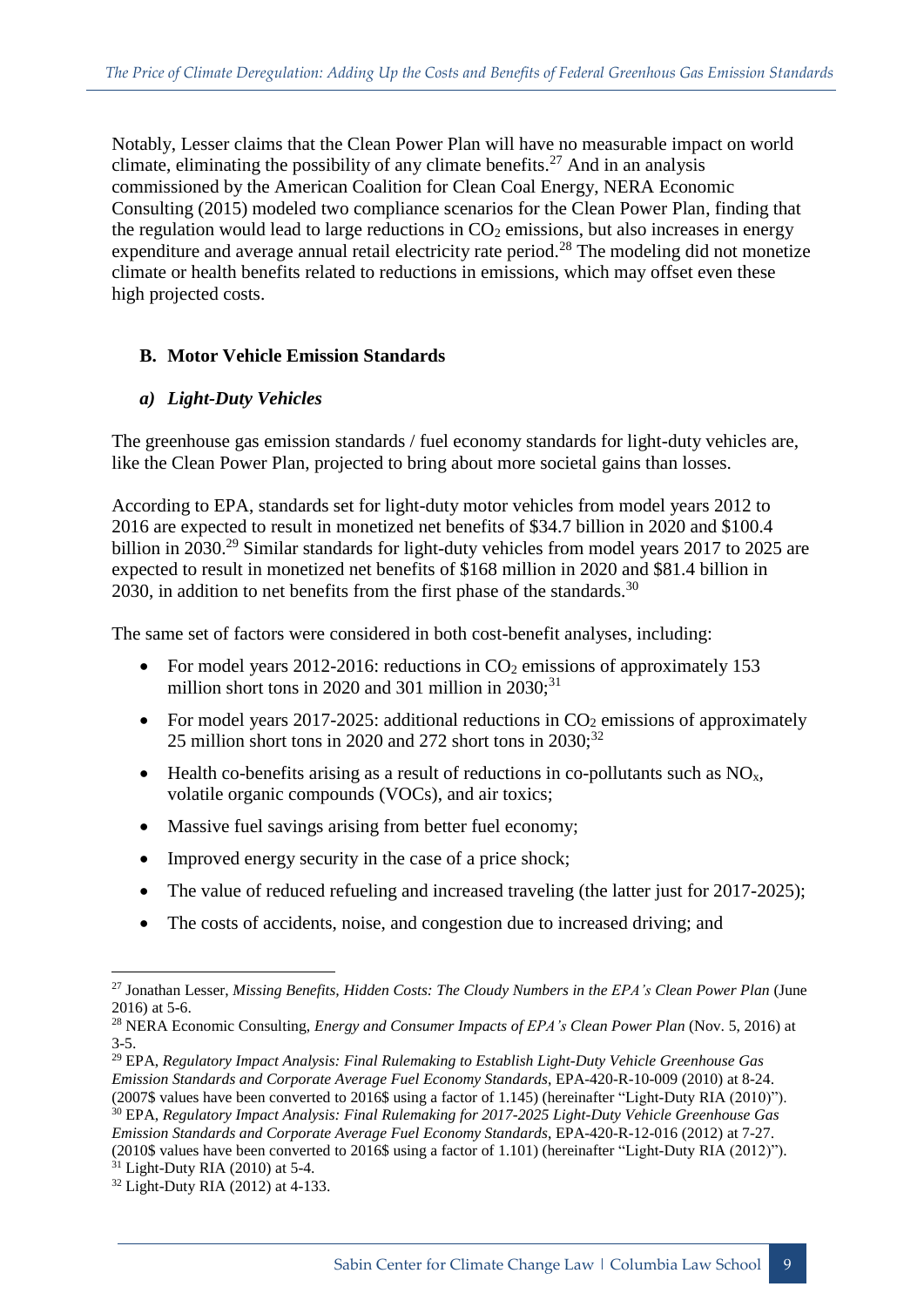Notably, Lesser claims that the Clean Power Plan will have no measurable impact on world climate, eliminating the possibility of any climate benefits.[27] And in an analysis commissioned by the American Coalition for Clean Coal Energy, NERA Economic Consulting (2015) modeled two compliance scenarios for the Clean Power Plan, finding that the regulation would lead to large reductions in $CO_2$ emissions, but also increases in energy expenditure and average annual retail electricity rate period.[28] The modeling did not monetize climate or health benefits related to reductions in emissions, which may offset even these high projected costs.

## B. Motor Vehicle Emission Standards

### *a) Light-Duty Vehicles*

The greenhouse gas emission standards / fuel economy standards for light-duty vehicles are, like the Clean Power Plan, projected to bring about more societal gains than losses.

According to EPA, standards set for light-duty motor vehicles from model years 2012 to 2016 are expected to result in monetized net benefits of $34.7 billion in 2020 and $100.4 billion in 2030.[29] Similar standards for light-duty vehicles from model years 2017 to 2025 are expected to result in monetized net benefits of $168 million in 2020 and $81.4 billion in 2030, in addition to net benefits from the first phase of the standards.[30]

The same set of factors were considered in both cost-benefit analyses, including:

- For model years 2012-2016: reductions in $CO_2$ emissions of approximately 153 million short tons in 2020 and 301 million in 2030;[31]
- For model years 2017-2025: additional reductions in $CO_2$ emissions of approximately 25 million short tons in 2020 and 272 short tons in 2030;[32]
- Health co-benefits arising as a result of reductions in co-pollutants such as $NO_x$, volatile organic compounds (VOCs), and air toxics;
- Massive fuel savings arising from better fuel economy;
- Improved energy security in the case of a price shock;
- The value of reduced refueling and increased traveling (the latter just for 2017-2025);
- The costs of accidents, noise, and congestion due to increased driving; and

---

[27] Jonathan Lesser, *Missing Benefits, Hidden Costs: The Cloudy Numbers in the EPA's Clean Power Plan* (June 2016) at 5-6.

[28] NERA Economic Consulting, *Energy and Consumer Impacts of EPA's Clean Power Plan* (Nov. 5, 2016) at 3-5.

[29] EPA, *Regulatory Impact Analysis: Final Rulemaking to Establish Light-Duty Vehicle Greenhouse Gas Emission Standards and Corporate Average Fuel Economy Standards*, EPA-420-R-10-009 (2010) at 8-24. (2007$ values have been converted to 2016$ using a factor of 1.145) (hereinafter "Light-Duty RIA (2010)").

[30] EPA, *Regulatory Impact Analysis: Final Rulemaking for 2017-2025 Light-Duty Vehicle Greenhouse Gas Emission Standards and Corporate Average Fuel Economy Standards*, EPA-420-R-12-016 (2012) at 7-27. (2010$ values have been converted to 2016$ using a factor of 1.101) (hereinafter "Light-Duty RIA (2012)").

[31] Light-Duty RIA (2010) at 5-4.

[32] Light-Duty RIA (2012) at 4-133.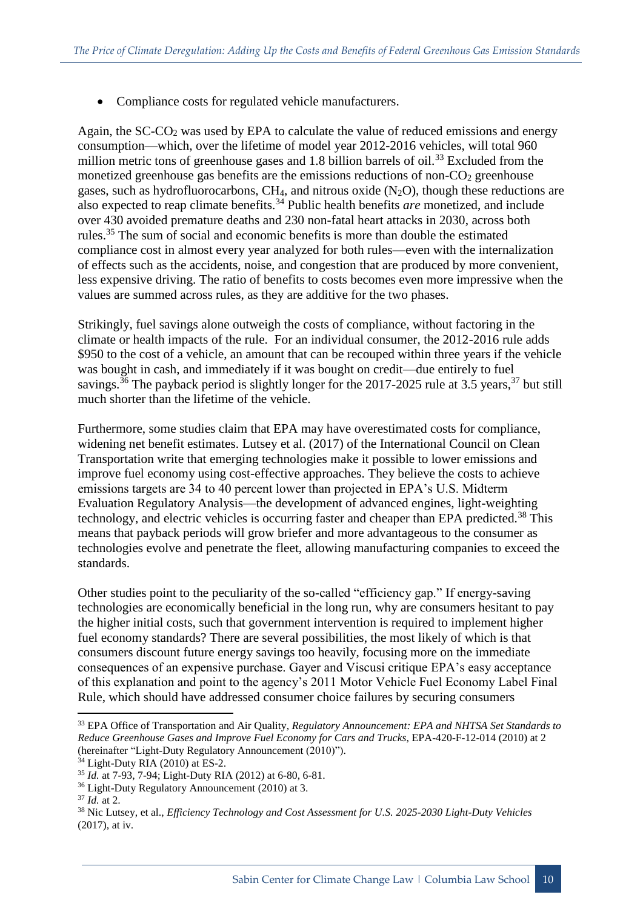- Compliance costs for regulated vehicle manufacturers.

Again, the SC-$CO_2$ was used by EPA to calculate the value of reduced emissions and energy consumption—which, over the lifetime of model year 2012-2016 vehicles, will total 960 million metric tons of greenhouse gases and 1.8 billion barrels of oil.[33] Excluded from the monetized greenhouse gas benefits are the emissions reductions of non-$CO_2$ greenhouse gases, such as hydrofluorocarbons, $CH_4$, and nitrous oxide ($N_2O$), though these reductions are also expected to reap climate benefits.[34] Public health benefits *are* monetized, and include over 430 avoided premature deaths and 230 non-fatal heart attacks in 2030, across both rules.[35] The sum of social and economic benefits is more than double the estimated compliance cost in almost every year analyzed for both rules—even with the internalization of effects such as the accidents, noise, and congestion that are produced by more convenient, less expensive driving. The ratio of benefits to costs becomes even more impressive when the values are summed across rules, as they are additive for the two phases.

Strikingly, fuel savings alone outweigh the costs of compliance, without factoring in the climate or health impacts of the rule. For an individual consumer, the 2012-2016 rule adds $950 to the cost of a vehicle, an amount that can be recouped within three years if the vehicle was bought in cash, and immediately if it was bought on credit—due entirely to fuel savings.[36] The payback period is slightly longer for the 2017-2025 rule at 3.5 years,[37] but still much shorter than the lifetime of the vehicle.

Furthermore, some studies claim that EPA may have overestimated costs for compliance, widening net benefit estimates. Lutsey et al. (2017) of the International Council on Clean Transportation write that emerging technologies make it possible to lower emissions and improve fuel economy using cost-effective approaches. They believe the costs to achieve emissions targets are 34 to 40 percent lower than projected in EPA's U.S. Midterm Evaluation Regulatory Analysis—the development of advanced engines, light-weighting technology, and electric vehicles is occurring faster and cheaper than EPA predicted.[38] This means that payback periods will grow briefer and more advantageous to the consumer as technologies evolve and penetrate the fleet, allowing manufacturing companies to exceed the standards.

Other studies point to the peculiarity of the so-called "efficiency gap." If energy-saving technologies are economically beneficial in the long run, why are consumers hesitant to pay the higher initial costs, such that government intervention is required to implement higher fuel economy standards? There are several possibilities, the most likely of which is that consumers discount future energy savings too heavily, focusing more on the immediate consequences of an expensive purchase. Gayer and Viscusi critique EPA's easy acceptance of this explanation and point to the agency's 2011 Motor Vehicle Fuel Economy Label Final Rule, which should have addressed consumer choice failures by securing consumers

---

[33] EPA Office of Transportation and Air Quality, *Regulatory Announcement: EPA and NHTSA Set Standards to Reduce Greenhouse Gases and Improve Fuel Economy for Cars and Trucks*, EPA-420-F-12-014 (2010) at 2 (hereinafter "Light-Duty Regulatory Announcement (2010)").

[34] Light-Duty RIA (2010) at ES-2.

[35] *Id.* at 7-93, 7-94; Light-Duty RIA (2012) at 6-80, 6-81.

[36] Light-Duty Regulatory Announcement (2010) at 3.

[37] *Id.* at 2.

[38] Nic Lutsey, et al., *Efficiency Technology and Cost Assessment for U.S. 2025-2030 Light-Duty Vehicles* (2017), at iv.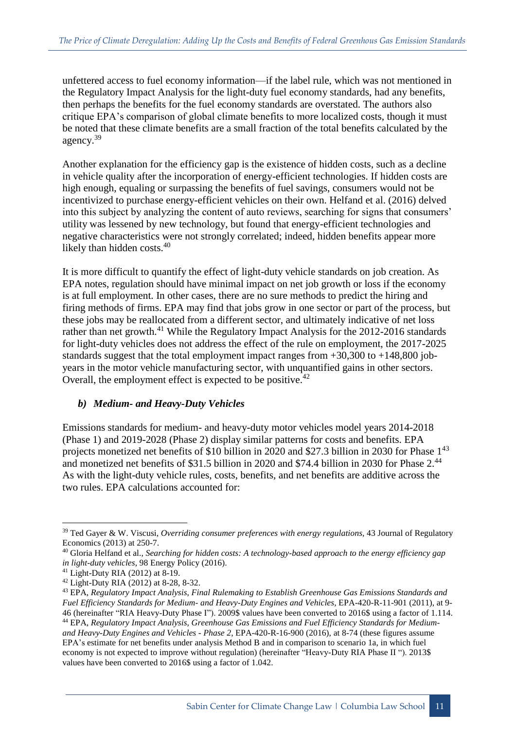unfettered access to fuel economy information—if the label rule, which was not mentioned in the Regulatory Impact Analysis for the light-duty fuel economy standards, had any benefits, then perhaps the benefits for the fuel economy standards are overstated. The authors also critique EPA's comparison of global climate benefits to more localized costs, though it must be noted that these climate benefits are a small fraction of the total benefits calculated by the agency.[39]

Another explanation for the efficiency gap is the existence of hidden costs, such as a decline in vehicle quality after the incorporation of energy-efficient technologies. If hidden costs are high enough, equaling or surpassing the benefits of fuel savings, consumers would not be incentivized to purchase energy-efficient vehicles on their own. Helfand et al. (2016) delved into this subject by analyzing the content of auto reviews, searching for signs that consumers' utility was lessened by new technology, but found that energy-efficient technologies and negative characteristics were not strongly correlated; indeed, hidden benefits appear more likely than hidden costs.[40]

It is more difficult to quantify the effect of light-duty vehicle standards on job creation. As EPA notes, regulation should have minimal impact on net job growth or loss if the economy is at full employment. In other cases, there are no sure methods to predict the hiring and firing methods of firms. EPA may find that jobs grow in one sector or part of the process, but these jobs may be reallocated from a different sector, and ultimately indicative of net loss rather than net growth.[41] While the Regulatory Impact Analysis for the 2012-2016 standards for light-duty vehicles does not address the effect of the rule on employment, the 2017-2025 standards suggest that the total employment impact ranges from +30,300 to +148,800 job-years in the motor vehicle manufacturing sector, with unquantified gains in other sectors. Overall, the employment effect is expected to be positive.[42]

### *b) Medium- and Heavy-Duty Vehicles*

Emissions standards for medium- and heavy-duty motor vehicles model years 2014-2018 (Phase 1) and 2019-2028 (Phase 2) display similar patterns for costs and benefits. EPA projects monetized net benefits of $10 billion in 2020 and $27.3 billion in 2030 for Phase 1[43] and monetized net benefits of $31.5 billion in 2020 and $74.4 billion in 2030 for Phase 2.[44] As with the light-duty vehicle rules, costs, benefits, and net benefits are additive across the two rules. EPA calculations accounted for:

---

[39] Ted Gayer & W. Viscusi, *Overriding consumer preferences with energy regulations*, 43 Journal of Regulatory Economics (2013) at 250-7.

[40] Gloria Helfand et al., *Searching for hidden costs: A technology-based approach to the energy efficiency gap in light-duty vehicles*, 98 Energy Policy (2016).

[41] Light-Duty RIA (2012) at 8-19.

[42] Light-Duty RIA (2012) at 8-28, 8-32.

[43] EPA, *Regulatory Impact Analysis, Final Rulemaking to Establish Greenhouse Gas Emissions Standards and Fuel Efficiency Standards for Medium- and Heavy-Duty Engines and Vehicles*, EPA-420-R-11-901 (2011), at 9-46 (hereinafter "RIA Heavy-Duty Phase I"). 2009$ values have been converted to 2016$ using a factor of 1.114.

[44] EPA, *Regulatory Impact Analysis, Greenhouse Gas Emissions and Fuel Efficiency Standards for Medium- and Heavy-Duty Engines and Vehicles - Phase 2*, EPA-420-R-16-900 (2016), at 8-74 (these figures assume EPA's estimate for net benefits under analysis Method B and in comparison to scenario 1a, in which fuel economy is not expected to improve without regulation) (hereinafter "Heavy-Duty RIA Phase II "). 2013$ values have been converted to 2016$ using a factor of 1.042.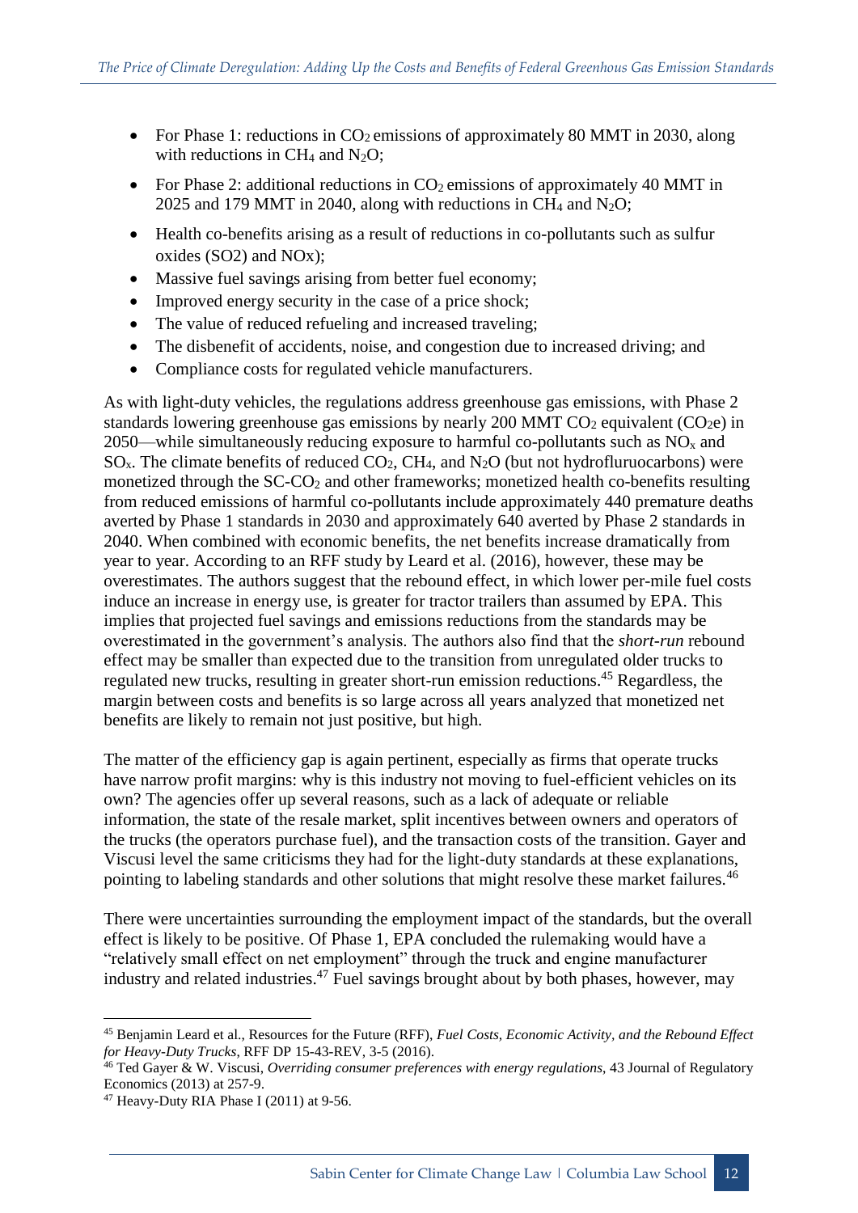- For Phase 1: reductions in $CO_2$ emissions of approximately 80 MMT in 2030, along with reductions in $CH_4$ and $N_2O$;
- For Phase 2: additional reductions in $CO_2$ emissions of approximately 40 MMT in 2025 and 179 MMT in 2040, along with reductions in $CH_4$ and $N_2O$;
- Health co-benefits arising as a result of reductions in co-pollutants such as sulfur oxides (SO2) and NOx);
- Massive fuel savings arising from better fuel economy;
- Improved energy security in the case of a price shock;
- The value of reduced refueling and increased traveling;
- The disbenefit of accidents, noise, and congestion due to increased driving; and
- Compliance costs for regulated vehicle manufacturers.

As with light-duty vehicles, the regulations address greenhouse gas emissions, with Phase 2 standards lowering greenhouse gas emissions by nearly 200 MMT $CO_2$ equivalent ($CO_2e$) in 2050—while simultaneously reducing exposure to harmful co-pollutants such as $NO_x$ and $SO_x$. The climate benefits of reduced $CO_2$, $CH_4$, and $N_2O$ (but not hydrofluruocarbons) were monetized through the SC-$CO_2$ and other frameworks; monetized health co-benefits resulting from reduced emissions of harmful co-pollutants include approximately 440 premature deaths averted by Phase 1 standards in 2030 and approximately 640 averted by Phase 2 standards in 2040. When combined with economic benefits, the net benefits increase dramatically from year to year. According to an RFF study by Leard et al. (2016), however, these may be overestimates. The authors suggest that the rebound effect, in which lower per-mile fuel costs induce an increase in energy use, is greater for tractor trailers than assumed by EPA. This implies that projected fuel savings and emissions reductions from the standards may be overestimated in the government's analysis. The authors also find that the *short-run* rebound effect may be smaller than expected due to the transition from unregulated older trucks to regulated new trucks, resulting in greater short-run emission reductions.[45] Regardless, the margin between costs and benefits is so large across all years analyzed that monetized net benefits are likely to remain not just positive, but high.

The matter of the efficiency gap is again pertinent, especially as firms that operate trucks have narrow profit margins: why is this industry not moving to fuel-efficient vehicles on its own? The agencies offer up several reasons, such as a lack of adequate or reliable information, the state of the resale market, split incentives between owners and operators of the trucks (the operators purchase fuel), and the transaction costs of the transition. Gayer and Viscusi level the same criticisms they had for the light-duty standards at these explanations, pointing to labeling standards and other solutions that might resolve these market failures.[46]

There were uncertainties surrounding the employment impact of the standards, but the overall effect is likely to be positive. Of Phase 1, EPA concluded the rulemaking would have a "relatively small effect on net employment" through the truck and engine manufacturer industry and related industries.[47] Fuel savings brought about by both phases, however, may

---

[45] Benjamin Leard et al., Resources for the Future (RFF), *Fuel Costs, Economic Activity, and the Rebound Effect for Heavy-Duty Trucks*, RFF DP 15-43-REV, 3-5 (2016).

[46] Ted Gayer & W. Viscusi, *Overriding consumer preferences with energy regulations*, 43 Journal of Regulatory Economics (2013) at 257-9.

[47] Heavy-Duty RIA Phase I (2011) at 9-56.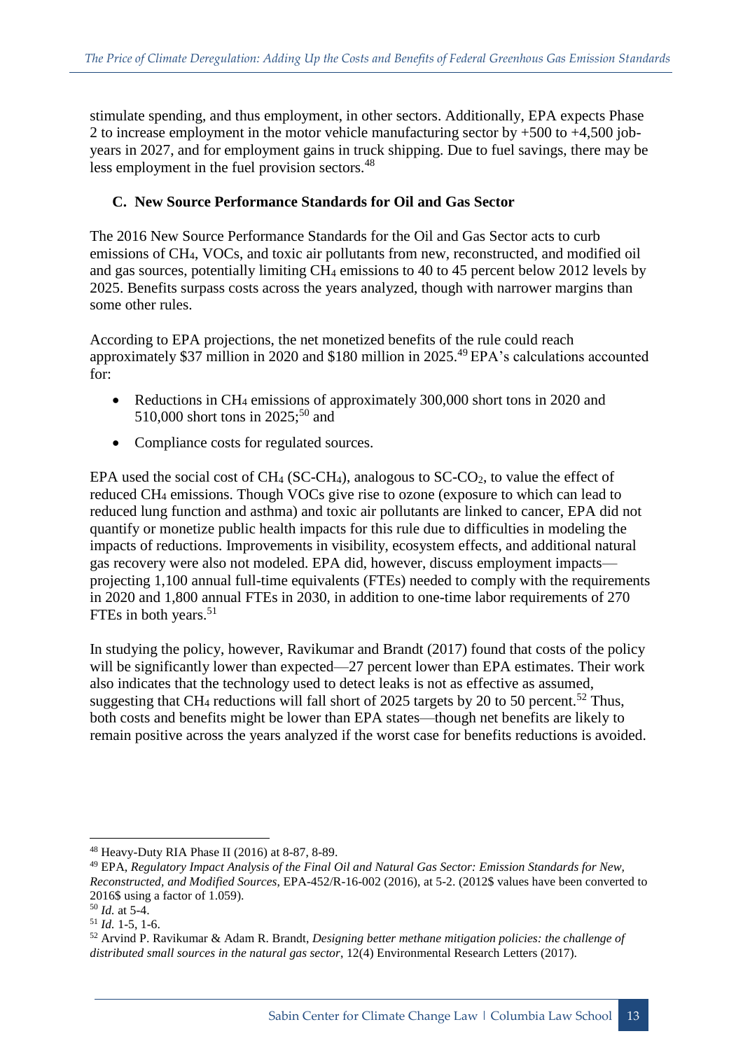stimulate spending, and thus employment, in other sectors. Additionally, EPA expects Phase 2 to increase employment in the motor vehicle manufacturing sector by +500 to +4,500 job-years in 2027, and for employment gains in truck shipping. Due to fuel savings, there may be less employment in the fuel provision sectors.[48]

### C. New Source Performance Standards for Oil and Gas Sector

The 2016 New Source Performance Standards for the Oil and Gas Sector acts to curb emissions of $CH_4$, VOCs, and toxic air pollutants from new, reconstructed, and modified oil and gas sources, potentially limiting $CH_4$ emissions to 40 to 45 percent below 2012 levels by 2025. Benefits surpass costs across the years analyzed, though with narrower margins than some other rules.

According to EPA projections, the net monetized benefits of the rule could reach approximately $37 million in 2020 and $180 million in 2025.[49] EPA's calculations accounted for:

- Reductions in $CH_4$ emissions of approximately 300,000 short tons in 2020 and 510,000 short tons in 2025;[50] and
- Compliance costs for regulated sources.

EPA used the social cost of $CH_4$ (SC-$CH_4$), analogous to SC-$CO_2$, to value the effect of reduced $CH_4$ emissions. Though VOCs give rise to ozone (exposure to which can lead to reduced lung function and asthma) and toxic air pollutants are linked to cancer, EPA did not quantify or monetize public health impacts for this rule due to difficulties in modeling the impacts of reductions. Improvements in visibility, ecosystem effects, and additional natural gas recovery were also not modeled. EPA did, however, discuss employment impacts—projecting 1,100 annual full-time equivalents (FTEs) needed to comply with the requirements in 2020 and 1,800 annual FTEs in 2030, in addition to one-time labor requirements of 270 FTEs in both years.[51]

In studying the policy, however, Ravikumar and Brandt (2017) found that costs of the policy will be significantly lower than expected—27 percent lower than EPA estimates. Their work also indicates that the technology used to detect leaks is not as effective as assumed, suggesting that $CH_4$ reductions will fall short of 2025 targets by 20 to 50 percent.[52] Thus, both costs and benefits might be lower than EPA states—though net benefits are likely to remain positive across the years analyzed if the worst case for benefits reductions is avoided.

---

[48] Heavy-Duty RIA Phase II (2016) at 8-87, 8-89.

[49] EPA, *Regulatory Impact Analysis of the Final Oil and Natural Gas Sector: Emission Standards for New, Reconstructed, and Modified Sources*, EPA-452/R-16-002 (2016), at 5-2. (2012$ values have been converted to 2016$ using a factor of 1.059).

[50] *Id.* at 5-4.

[51] *Id.* 1-5, 1-6.

[52] Arvind P. Ravikumar & Adam R. Brandt, *Designing better methane mitigation policies: the challenge of distributed small sources in the natural gas sector*, 12(4) Environmental Research Letters (2017).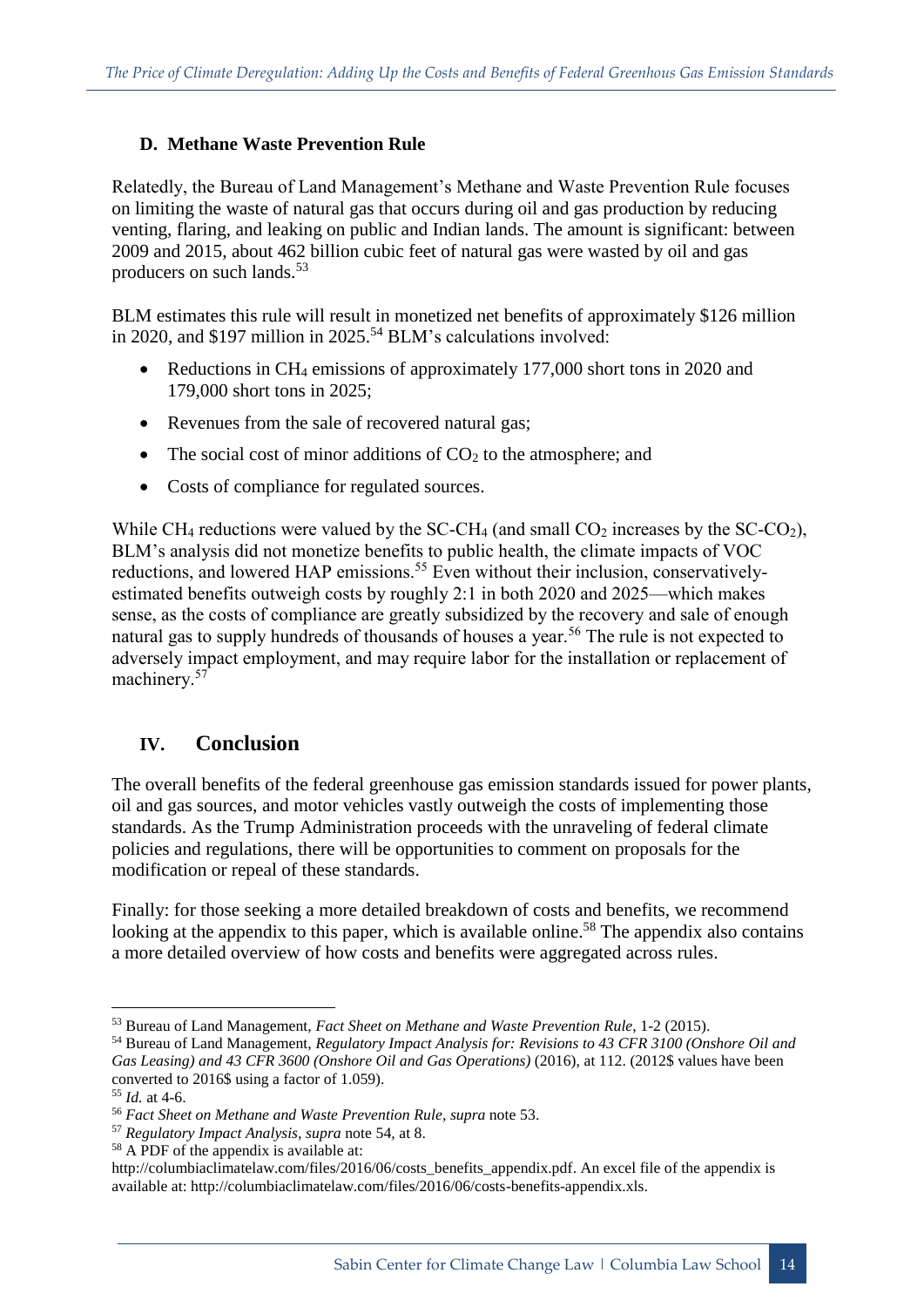### D. Methane Waste Prevention Rule

Relatedly, the Bureau of Land Management's Methane and Waste Prevention Rule focuses on limiting the waste of natural gas that occurs during oil and gas production by reducing venting, flaring, and leaking on public and Indian lands. The amount is significant: between 2009 and 2015, about 462 billion cubic feet of natural gas were wasted by oil and gas producers on such lands.[53]

BLM estimates this rule will result in monetized net benefits of approximately $126 million in 2020, and $197 million in 2025.[54] BLM's calculations involved:

- Reductions in $CH_4$ emissions of approximately 177,000 short tons in 2020 and 179,000 short tons in 2025;
- Revenues from the sale of recovered natural gas;
- The social cost of minor additions of $CO_2$ to the atmosphere; and
- Costs of compliance for regulated sources.

While $CH_4$ reductions were valued by the SC-$CH_4$ (and small $CO_2$ increases by the SC-$CO_2$), BLM's analysis did not monetize benefits to public health, the climate impacts of VOC reductions, and lowered HAP emissions.[55] Even without their inclusion, conservatively-estimated benefits outweigh costs by roughly 2:1 in both 2020 and 2025—which makes sense, as the costs of compliance are greatly subsidized by the recovery and sale of enough natural gas to supply hundreds of thousands of houses a year.[56] The rule is not expected to adversely impact employment, and may require labor for the installation or replacement of machinery.[57]

## IV. Conclusion

The overall benefits of the federal greenhouse gas emission standards issued for power plants, oil and gas sources, and motor vehicles vastly outweigh the costs of implementing those standards. As the Trump Administration proceeds with the unraveling of federal climate policies and regulations, there will be opportunities to comment on proposals for the modification or repeal of these standards.

Finally: for those seeking a more detailed breakdown of costs and benefits, we recommend looking at the appendix to this paper, which is available online.[58] The appendix also contains a more detailed overview of how costs and benefits were aggregated across rules.

---

[53] Bureau of Land Management, *Fact Sheet on Methane and Waste Prevention Rule*, 1-2 (2015).

[54] Bureau of Land Management, *Regulatory Impact Analysis for: Revisions to 43 CFR 3100 (Onshore Oil and Gas Leasing) and 43 CFR 3600 (Onshore Oil and Gas Operations)* (2016), at 112. (2012$ values have been converted to 2016$ using a factor of 1.059).

[55] *Id.* at 4-6.

[56] *Fact Sheet on Methane and Waste Prevention Rule, supra* note 53.

[57] *Regulatory Impact Analysis, supra* note 54, at 8.

[58] A PDF of the appendix is available at: http://columbiaclimatelaw.com/files/2016/06/costs_benefits_appendix.pdf. An excel file of the appendix is available at: http://columbiaclimatelaw.com/files/2016/06/costs-benefits-appendix.xls.